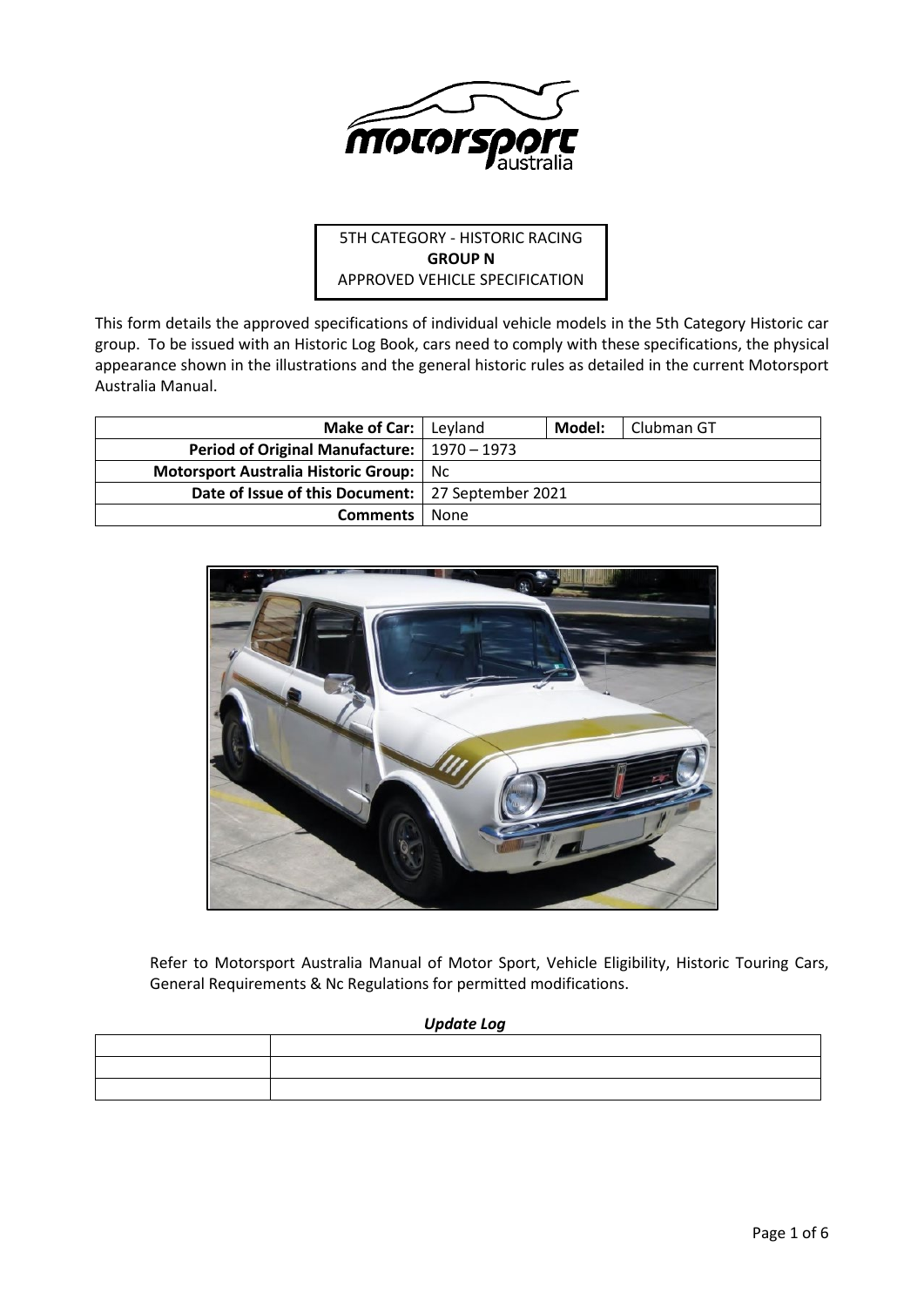5TH CATEGORY - HISTORIC RACING
**GROUP N**
APPROVED VEHICLE SPECIFICATION

This form details the approved specifications of individual vehicle models in the 5th Category Historic car group. To be issued with an Historic Log Book, cars need to comply with these specifications, the physical appearance shown in the illustrations and the general historic rules as detailed in the current Motorsport Australia Manual.

| | | | |
|---|---|---|---|
| **Make of Car:** | Leyland | **Model:** | Clubman GT |
| **Period of Original Manufacture:** | 1970 – 1973 | | |
| **Motorsport Australia Historic Group:** | Nc | | |
| **Date of Issue of this Document:** | 27 September 2021 | | |
| **Comments** | None | | |

Refer to Motorsport Australia Manual of Motor Sport, Vehicle Eligibility, Historic Touring Cars, General Requirements & Nc Regulations for permitted modifications.

***Update Log***

| | |
|---|---|
| | |
| | |
| | |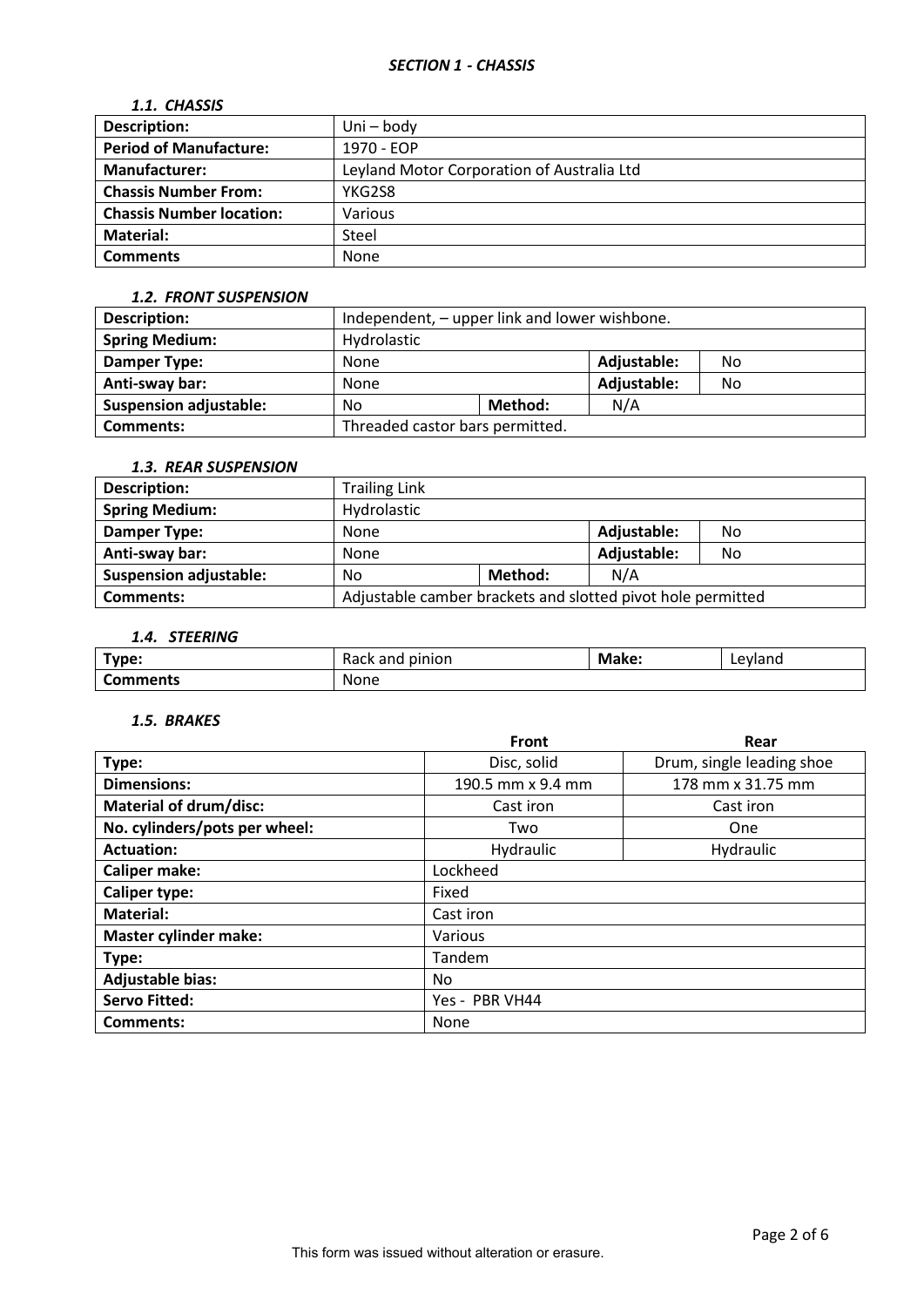## *SECTION 1 - CHASSIS*

### *1.1. CHASSIS*

| | |
|---|---|
| **Description:** | Uni – body |
| **Period of Manufacture:** | 1970 - EOP |
| **Manufacturer:** | Leyland Motor Corporation of Australia Ltd |
| **Chassis Number From:** | YKG2S8 |
| **Chassis Number location:** | Various |
| **Material:** | Steel |
| **Comments** | None |

### *1.2. FRONT SUSPENSION*

| | | | | |
|---|---|---|---|---|
| **Description:** | Independent, – upper link and lower wishbone. | | | |
| **Spring Medium:** | Hydrolastic | | | |
| **Damper Type:** | None | | **Adjustable:** | No |
| **Anti-sway bar:** | None | | **Adjustable:** | No |
| **Suspension adjustable:** | No | **Method:** | N/A | |
| **Comments:** | Threaded castor bars permitted. | | | |

### *1.3. REAR SUSPENSION*

| | | | | |
|---|---|---|---|---|
| **Description:** | Trailing Link | | | |
| **Spring Medium:** | Hydrolastic | | | |
| **Damper Type:** | None | | **Adjustable:** | No |
| **Anti-sway bar:** | None | | **Adjustable:** | No |
| **Suspension adjustable:** | No | **Method:** | N/A | |
| **Comments:** | Adjustable camber brackets and slotted pivot hole permitted | | | |

### *1.4. STEERING*

| | | | |
|---|---|---|---|
| **Type:** | Rack and pinion | **Make:** | Leyland |
| **Comments** | None | | |

### *1.5. BRAKES*

| | **Front** | **Rear** |
|---|---|---|
| **Type:** | Disc, solid | Drum, single leading shoe |
| **Dimensions:** | 190.5 mm x 9.4 mm | 178 mm x 31.75 mm |
| **Material of drum/disc:** | Cast iron | Cast iron |
| **No. cylinders/pots per wheel:** | Two | One |
| **Actuation:** | Hydraulic | Hydraulic |
| **Caliper make:** | Lockheed | |
| **Caliper type:** | Fixed | |
| **Material:** | Cast iron | |
| **Master cylinder make:** | Various | |
| **Type:** | Tandem | |
| **Adjustable bias:** | No | |
| **Servo Fitted:** | Yes - PBR VH44 | |
| **Comments:** | None | |

This form was issued without alteration or erasure.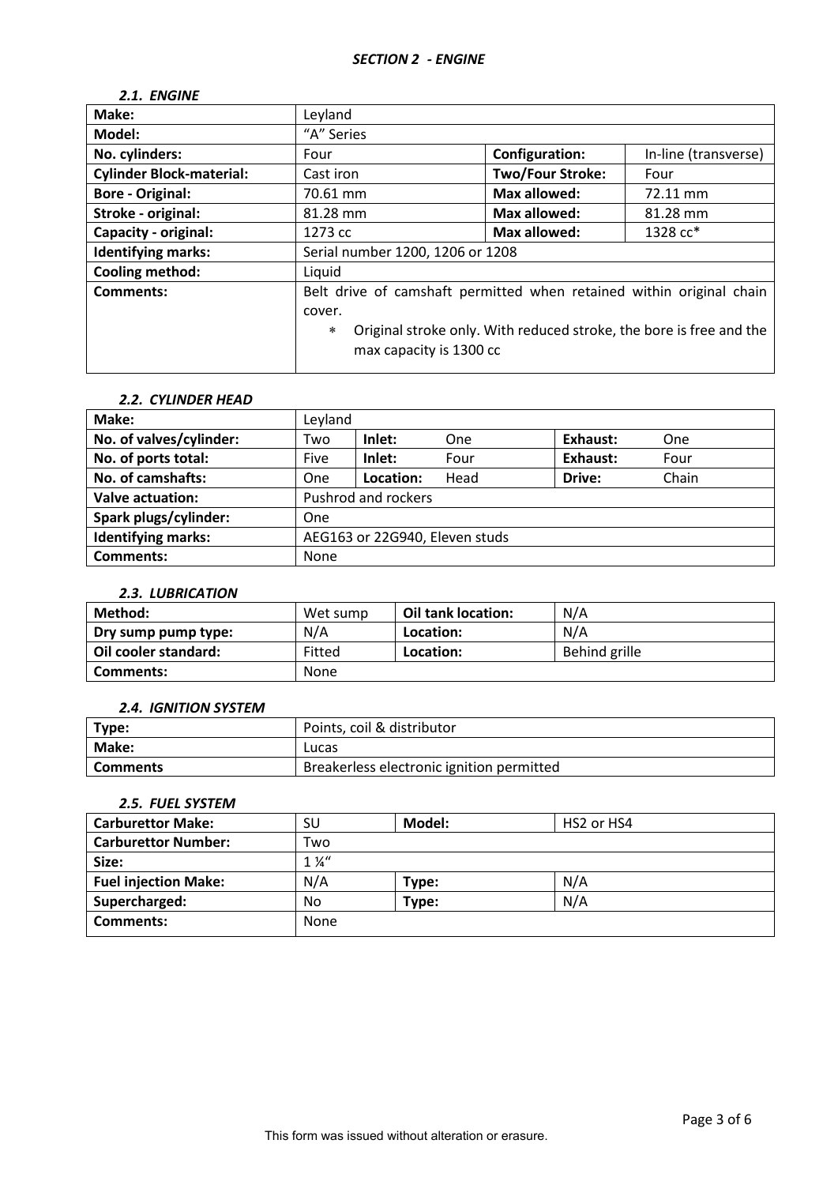## *SECTION 2 - ENGINE*

### *2.1. ENGINE*

| **Make:** | Leyland | | |
|---|---|---|---|
| **Model:** | "A" Series | | |
| **No. cylinders:** | Four | **Configuration:** | In-line (transverse) |
| **Cylinder Block-material:** | Cast iron | **Two/Four Stroke:** | Four |
| **Bore - Original:** | 70.61 mm | **Max allowed:** | 72.11 mm |
| **Stroke - original:** | 81.28 mm | **Max allowed:** | 81.28 mm |
| **Capacity - original:** | 1273 cc | **Max allowed:** | 1328 cc* |
| **Identifying marks:** | Serial number 1200, 1206 or 1208 | | |
| **Cooling method:** | Liquid | | |
| **Comments:** | Belt drive of camshaft permitted when retained within original chain cover. * Original stroke only. With reduced stroke, the bore is free and the max capacity is 1300 cc | | |

### *2.2. CYLINDER HEAD*

| **Make:** | Leyland | | | | |
|---|---|---|---|---|---|
| **No. of valves/cylinder:** | Two | **Inlet:** | One | **Exhaust:** | One |
| **No. of ports total:** | Five | **Inlet:** | Four | **Exhaust:** | Four |
| **No. of camshafts:** | One | **Location:** | Head | **Drive:** | Chain |
| **Valve actuation:** | Pushrod and rockers | | | | |
| **Spark plugs/cylinder:** | One | | | | |
| **Identifying marks:** | AEG163 or 22G940, Eleven studs | | | | |
| **Comments:** | None | | | | |

### *2.3. LUBRICATION*

| **Method:** | Wet sump | **Oil tank location:** | N/A |
|---|---|---|---|
| **Dry sump pump type:** | N/A | **Location:** | N/A |
| **Oil cooler standard:** | Fitted | **Location:** | Behind grille |
| **Comments:** | None | | |

### *2.4. IGNITION SYSTEM*

| **Type:** | Points, coil & distributor |
|---|---|
| **Make:** | Lucas |
| **Comments** | Breakerless electronic ignition permitted |

### *2.5. FUEL SYSTEM*

| **Carburettor Make:** | SU | **Model:** | HS2 or HS4 |
|---|---|---|---|
| **Carburettor Number:** | Two | | |
| **Size:** | 1 ¼" | | |
| **Fuel injection Make:** | N/A | **Type:** | N/A |
| **Supercharged:** | No | **Type:** | N/A |
| **Comments:** | None | | |

This form was issued without alteration or erasure.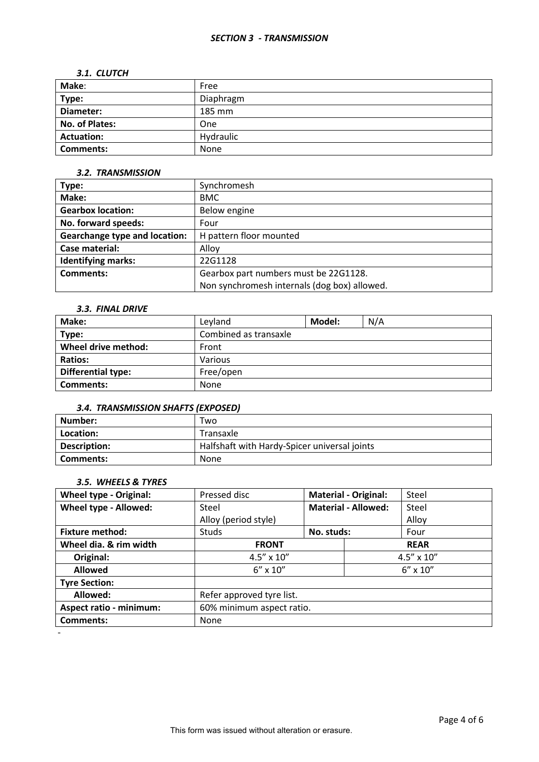## *SECTION 3 - TRANSMISSION*

### *3.1. CLUTCH*

| **Make**: | Free |
|---|---|
| **Type:** | Diaphragm |
| **Diameter:** | 185 mm |
| **No. of Plates:** | One |
| **Actuation:** | Hydraulic |
| **Comments:** | None |

### *3.2. TRANSMISSION*

| **Type:** | Synchromesh |
|---|---|
| **Make:** | BMC |
| **Gearbox location:** | Below engine |
| **No. forward speeds:** | Four |
| **Gearchange type and location:** | H pattern floor mounted |
| **Case material:** | Alloy |
| **Identifying marks:** | 22G1128 |
| **Comments:** | Gearbox part numbers must be 22G1128.<br>Non synchromesh internals (dog box) allowed. |

### *3.3. FINAL DRIVE*

| **Make:** | Leyland | **Model:** | N/A |
|---|---|---|---|
| **Type:** | Combined as transaxle | | |
| **Wheel drive method:** | Front | | |
| **Ratios:** | Various | | |
| **Differential type:** | Free/open | | |
| **Comments:** | None | | |

### *3.4. TRANSMISSION SHAFTS (EXPOSED)*

| **Number:** | Two |
|---|---|
| **Location:** | Transaxle |
| **Description:** | Halfshaft with Hardy-Spicer universal joints |
| **Comments:** | None |

### *3.5. WHEELS & TYRES*

| **Wheel type - Original:** | Pressed disc | **Material - Original:** | Steel |
|---|---|---|---|
| **Wheel type - Allowed:** | Steel<br>Alloy (period style) | **Material - Allowed:** | Steel<br>Alloy |
| **Fixture method:** | Studs | **No. studs:** | Four |
| **Wheel dia. & rim width** | **FRONT** | | **REAR** |
| **Original:** | 4.5" x 10" | | 4.5" x 10" |
| **Allowed** | 6" x 10" | | 6" x 10" |
| **Tyre Section:** | | | |
| **Allowed:** | Refer approved tyre list. | | |
| **Aspect ratio - minimum:** | 60% minimum aspect ratio. | | |
| **Comments:** | None | | |

-

This form was issued without alteration or erasure.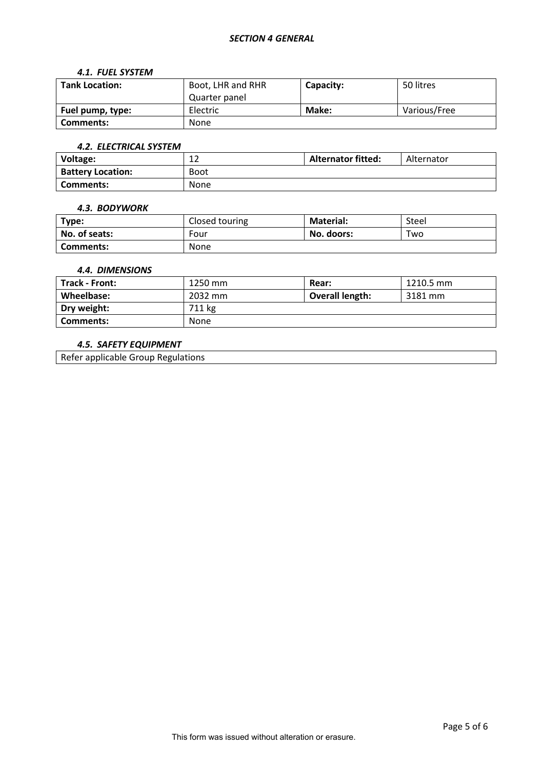## *SECTION 4 GENERAL*

### *4.1. FUEL SYSTEM*

| | | | |
|---|---|---|---|
| **Tank Location:** | Boot, LHR and RHR Quarter panel | **Capacity:** | 50 litres |
| **Fuel pump, type:** | Electric | **Make:** | Various/Free |
| **Comments:** | None | | |

### *4.2. ELECTRICAL SYSTEM*

| | | | |
|---|---|---|---|
| **Voltage:** | 12 | **Alternator fitted:** | Alternator |
| **Battery Location:** | Boot | | |
| **Comments:** | None | | |

### *4.3. BODYWORK*

| | | | |
|---|---|---|---|
| **Type:** | Closed touring | **Material:** | Steel |
| **No. of seats:** | Four | **No. doors:** | Two |
| **Comments:** | None | | |

### *4.4. DIMENSIONS*

| | | | |
|---|---|---|---|
| **Track - Front:** | 1250 mm | **Rear:** | 1210.5 mm |
| **Wheelbase:** | 2032 mm | **Overall length:** | 3181 mm |
| **Dry weight:** | 711 kg | | |
| **Comments:** | None | | |

### *4.5. SAFETY EQUIPMENT*

| |
|---|
| Refer applicable Group Regulations |

This form was issued without alteration or erasure.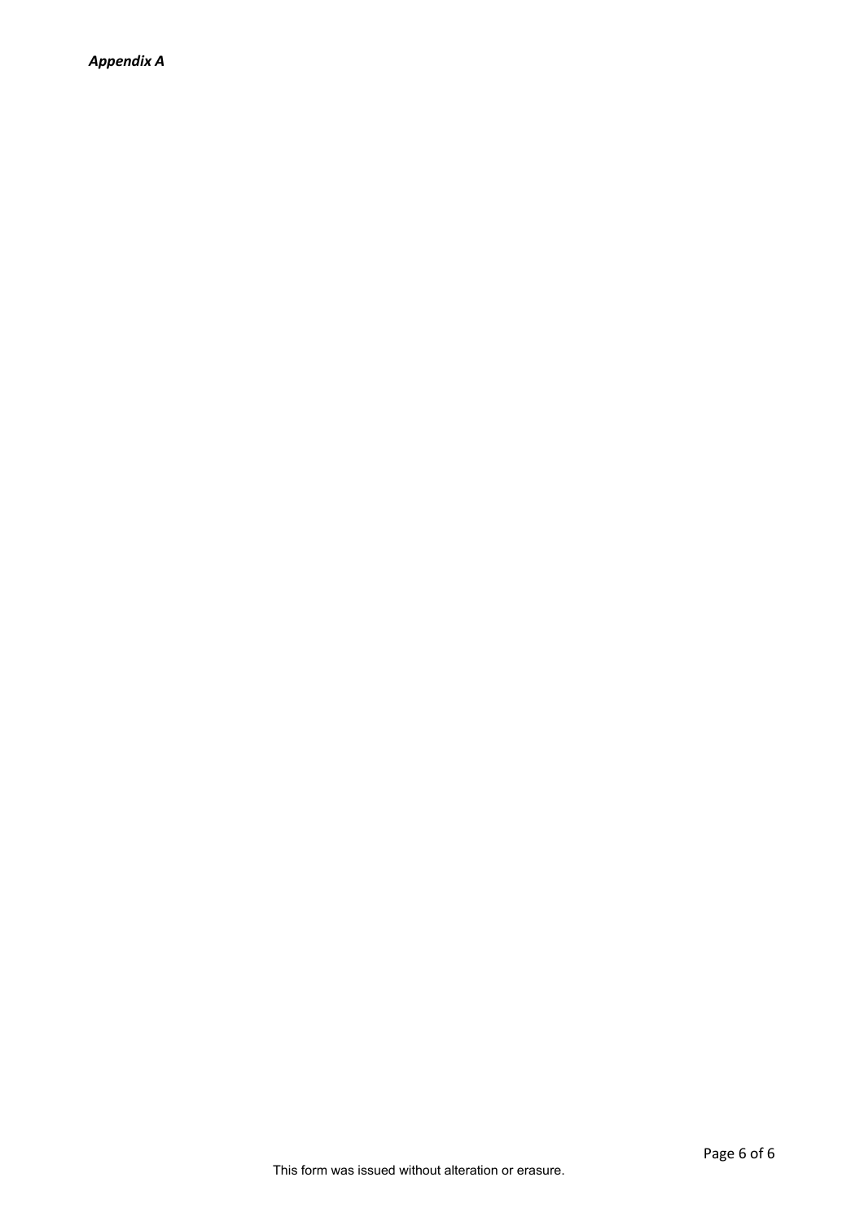***Appendix A***

This form was issued without alteration or erasure.